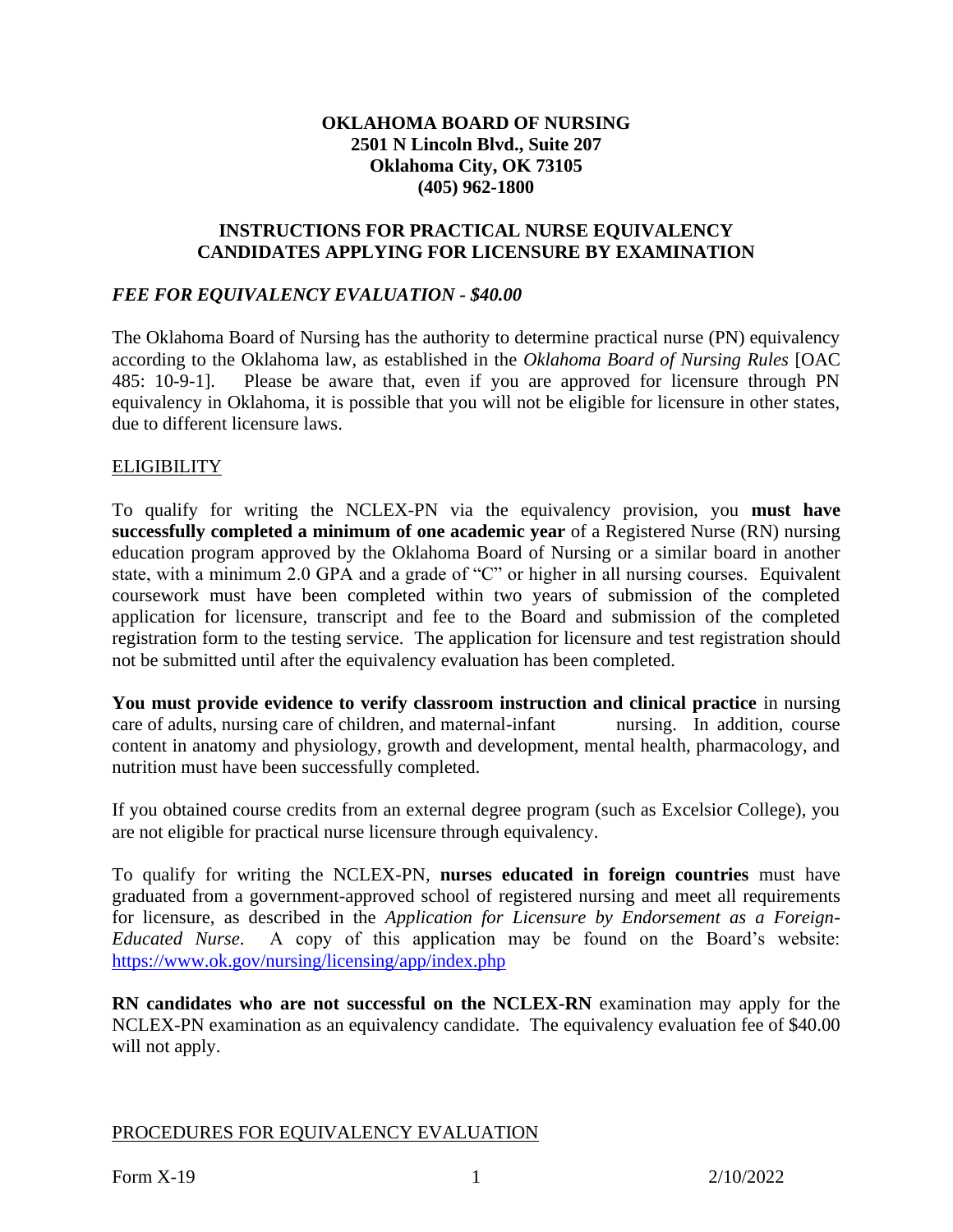**OKLAHOMA BOARD OF NURSING**
**2501 N Lincoln Blvd., Suite 207**
**Oklahoma City, OK 73105**
**(405) 962-1800**

# INSTRUCTIONS FOR PRACTICAL NURSE EQUIVALENCY CANDIDATES APPLYING FOR LICENSURE BY EXAMINATION

***FEE FOR EQUIVALENCY EVALUATION - $40.00***

The Oklahoma Board of Nursing has the authority to determine practical nurse (PN) equivalency according to the Oklahoma law, as established in the *Oklahoma Board of Nursing Rules* [OAC 485: 10-9-1]. Please be aware that, even if you are approved for licensure through PN equivalency in Oklahoma, it is possible that you will not be eligible for licensure in other states, due to different licensure laws.

## ELIGIBILITY

To qualify for writing the NCLEX-PN via the equivalency provision, you **must have successfully completed a minimum of one academic year** of a Registered Nurse (RN) nursing education program approved by the Oklahoma Board of Nursing or a similar board in another state, with a minimum 2.0 GPA and a grade of "C" or higher in all nursing courses. Equivalent coursework must have been completed within two years of submission of the completed application for licensure, transcript and fee to the Board and submission of the completed registration form to the testing service. The application for licensure and test registration should not be submitted until after the equivalency evaluation has been completed.

**You must provide evidence to verify classroom instruction and clinical practice** in nursing care of adults, nursing care of children, and maternal-infant nursing. In addition, course content in anatomy and physiology, growth and development, mental health, pharmacology, and nutrition must have been successfully completed.

If you obtained course credits from an external degree program (such as Excelsior College), you are not eligible for practical nurse licensure through equivalency.

To qualify for writing the NCLEX-PN, **nurses educated in foreign countries** must have graduated from a government-approved school of registered nursing and meet all requirements for licensure, as described in the *Application for Licensure by Endorsement as a Foreign-Educated Nurse*. A copy of this application may be found on the Board's website: https://www.ok.gov/nursing/licensing/app/index.php

**RN candidates who are not successful on the NCLEX-RN** examination may apply for the NCLEX-PN examination as an equivalency candidate. The equivalency evaluation fee of $40.00 will not apply.

## PROCEDURES FOR EQUIVALENCY EVALUATION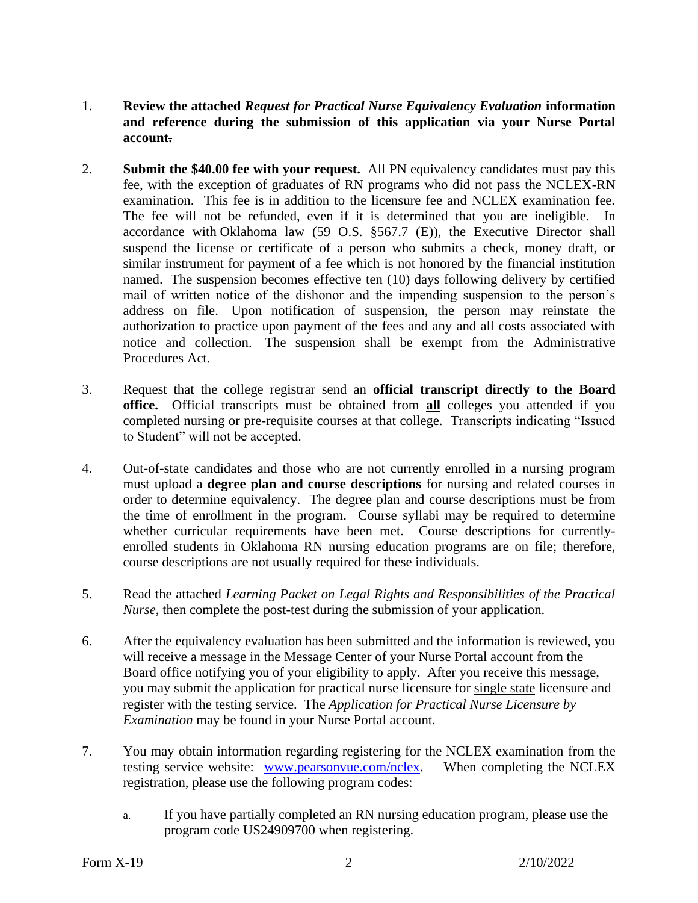1. **Review the attached *Request for Practical Nurse Equivalency Evaluation* information and reference during the submission of this application via your Nurse Portal account.**

2. **Submit the $40.00 fee with your request.** All PN equivalency candidates must pay this fee, with the exception of graduates of RN programs who did not pass the NCLEX-RN examination. This fee is in addition to the licensure fee and NCLEX examination fee. The fee will not be refunded, even if it is determined that you are ineligible. In accordance with Oklahoma law (59 O.S. §567.7 (E)), the Executive Director shall suspend the license or certificate of a person who submits a check, money draft, or similar instrument for payment of a fee which is not honored by the financial institution named. The suspension becomes effective ten (10) days following delivery by certified mail of written notice of the dishonor and the impending suspension to the person's address on file. Upon notification of suspension, the person may reinstate the authorization to practice upon payment of the fees and any and all costs associated with notice and collection. The suspension shall be exempt from the Administrative Procedures Act.

3. Request that the college registrar send an **official transcript directly to the Board office.** Official transcripts must be obtained from **all** colleges you attended if you completed nursing or pre-requisite courses at that college. Transcripts indicating "Issued to Student" will not be accepted.

4. Out-of-state candidates and those who are not currently enrolled in a nursing program must upload a **degree plan and course descriptions** for nursing and related courses in order to determine equivalency. The degree plan and course descriptions must be from the time of enrollment in the program. Course syllabi may be required to determine whether curricular requirements have been met. Course descriptions for currently-enrolled students in Oklahoma RN nursing education programs are on file; therefore, course descriptions are not usually required for these individuals.

5. Read the attached *Learning Packet on Legal Rights and Responsibilities of the Practical Nurse*, then complete the post-test during the submission of your application.

6. After the equivalency evaluation has been submitted and the information is reviewed, you will receive a message in the Message Center of your Nurse Portal account from the Board office notifying you of your eligibility to apply. After you receive this message, you may submit the application for practical nurse licensure for single state licensure and register with the testing service. The *Application for Practical Nurse Licensure by Examination* may be found in your Nurse Portal account.

7. You may obtain information regarding registering for the NCLEX examination from the testing service website: [www.pearsonvue.com/nclex](http://www.pearsonvue.com/nclex). When completing the NCLEX registration, please use the following program codes:

   a. If you have partially completed an RN nursing education program, please use the program code US24909700 when registering.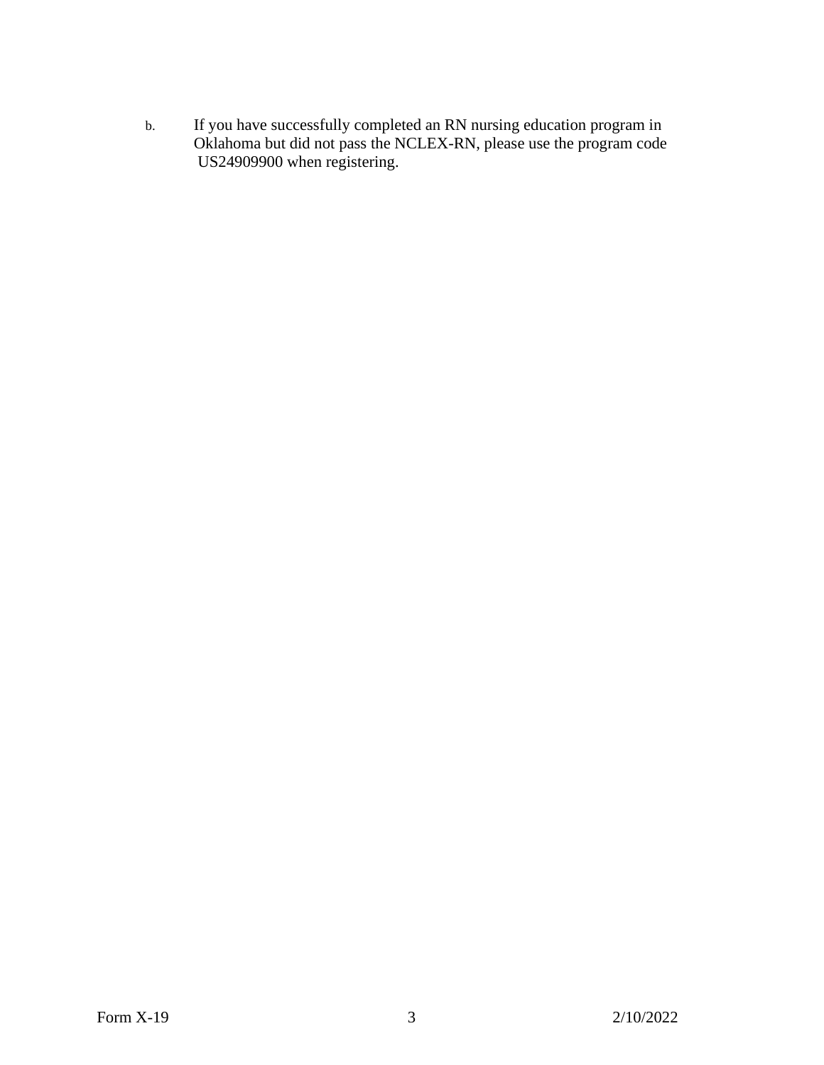b. If you have successfully completed an RN nursing education program in Oklahoma but did not pass the NCLEX-RN, please use the program code US24909900 when registering.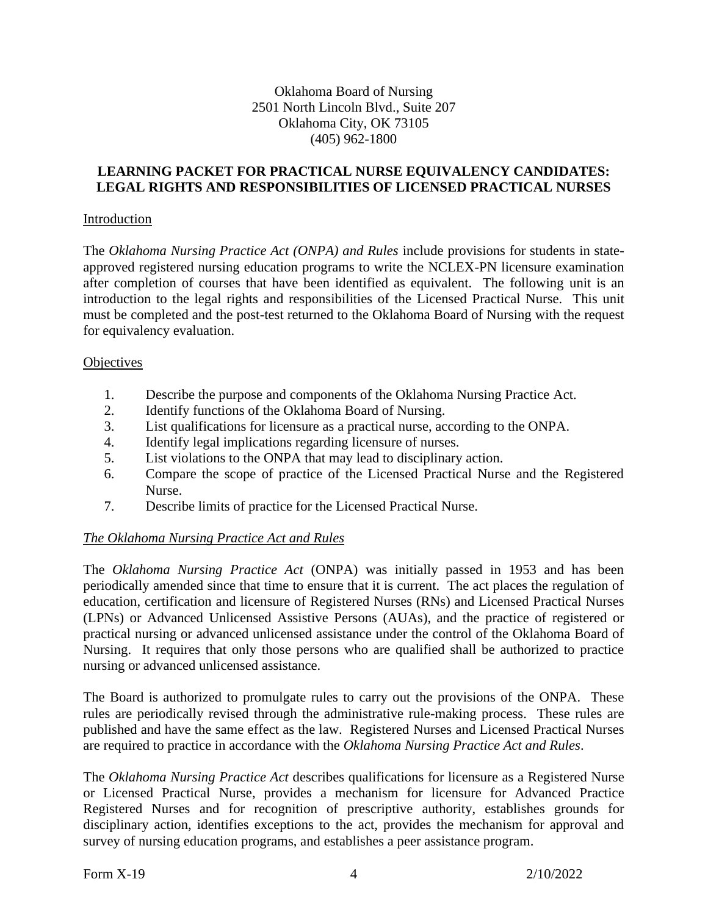Oklahoma Board of Nursing
2501 North Lincoln Blvd., Suite 207
Oklahoma City, OK 73105
(405) 962-1800

## LEARNING PACKET FOR PRACTICAL NURSE EQUIVALENCY CANDIDATES: LEGAL RIGHTS AND RESPONSIBILITIES OF LICENSED PRACTICAL NURSES

### Introduction

The *Oklahoma Nursing Practice Act (ONPA) and Rules* include provisions for students in state-approved registered nursing education programs to write the NCLEX-PN licensure examination after completion of courses that have been identified as equivalent. The following unit is an introduction to the legal rights and responsibilities of the Licensed Practical Nurse. This unit must be completed and the post-test returned to the Oklahoma Board of Nursing with the request for equivalency evaluation.

### Objectives

1. Describe the purpose and components of the Oklahoma Nursing Practice Act.
2. Identify functions of the Oklahoma Board of Nursing.
3. List qualifications for licensure as a practical nurse, according to the ONPA.
4. Identify legal implications regarding licensure of nurses.
5. List violations to the ONPA that may lead to disciplinary action.
6. Compare the scope of practice of the Licensed Practical Nurse and the Registered Nurse.
7. Describe limits of practice for the Licensed Practical Nurse.

### *The Oklahoma Nursing Practice Act and Rules*

The *Oklahoma Nursing Practice Act* (ONPA) was initially passed in 1953 and has been periodically amended since that time to ensure that it is current. The act places the regulation of education, certification and licensure of Registered Nurses (RNs) and Licensed Practical Nurses (LPNs) or Advanced Unlicensed Assistive Persons (AUAs), and the practice of registered or practical nursing or advanced unlicensed assistance under the control of the Oklahoma Board of Nursing. It requires that only those persons who are qualified shall be authorized to practice nursing or advanced unlicensed assistance.

The Board is authorized to promulgate rules to carry out the provisions of the ONPA. These rules are periodically revised through the administrative rule-making process. These rules are published and have the same effect as the law. Registered Nurses and Licensed Practical Nurses are required to practice in accordance with the *Oklahoma Nursing Practice Act and Rules*.

The *Oklahoma Nursing Practice Act* describes qualifications for licensure as a Registered Nurse or Licensed Practical Nurse, provides a mechanism for licensure for Advanced Practice Registered Nurses and for recognition of prescriptive authority, establishes grounds for disciplinary action, identifies exceptions to the act, provides the mechanism for approval and survey of nursing education programs, and establishes a peer assistance program.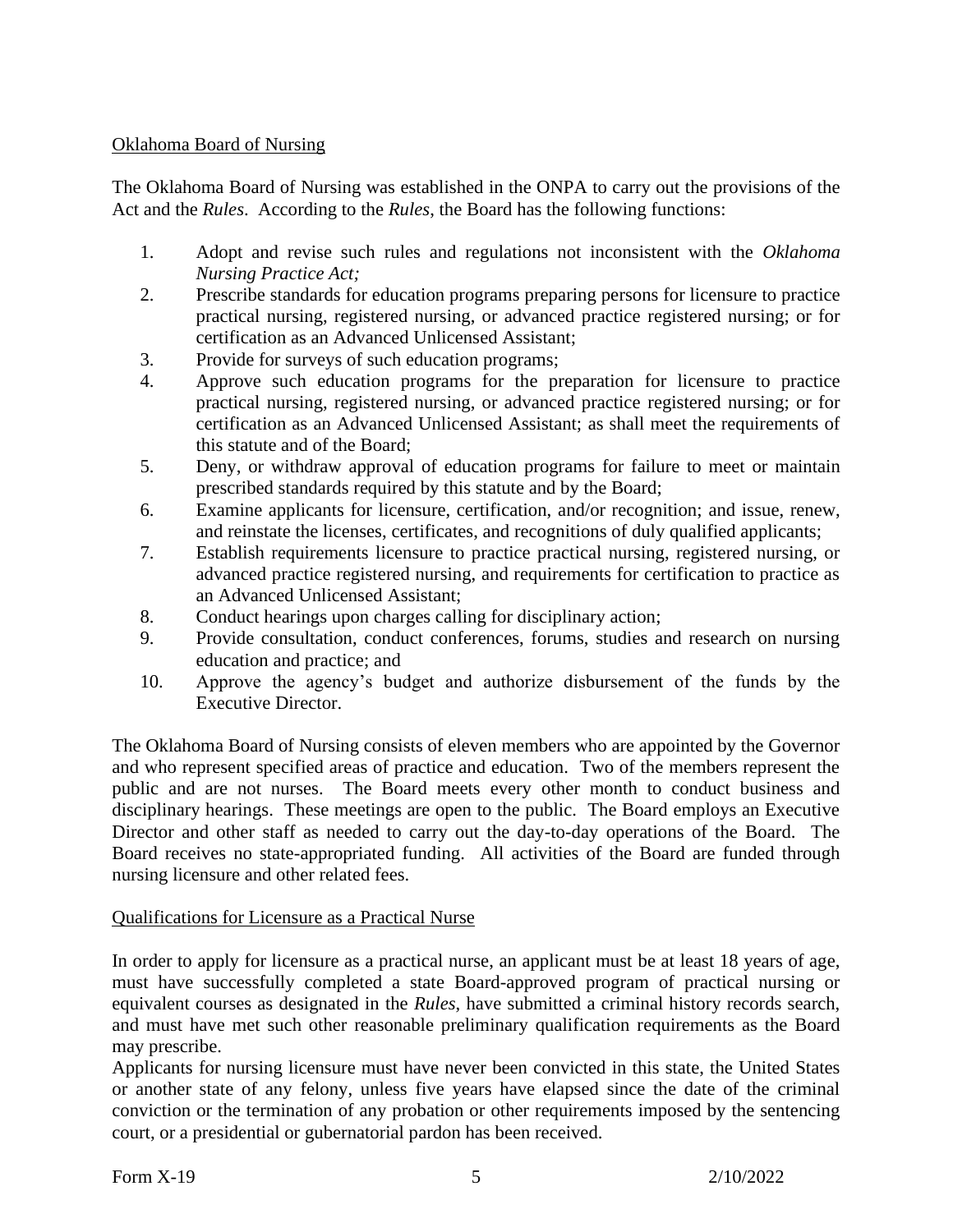## Oklahoma Board of Nursing

The Oklahoma Board of Nursing was established in the ONPA to carry out the provisions of the Act and the *Rules*. According to the *Rules*, the Board has the following functions:

1. Adopt and revise such rules and regulations not inconsistent with the *Oklahoma Nursing Practice Act;*
2. Prescribe standards for education programs preparing persons for licensure to practice practical nursing, registered nursing, or advanced practice registered nursing; or for certification as an Advanced Unlicensed Assistant;
3. Provide for surveys of such education programs;
4. Approve such education programs for the preparation for licensure to practice practical nursing, registered nursing, or advanced practice registered nursing; or for certification as an Advanced Unlicensed Assistant; as shall meet the requirements of this statute and of the Board;
5. Deny, or withdraw approval of education programs for failure to meet or maintain prescribed standards required by this statute and by the Board;
6. Examine applicants for licensure, certification, and/or recognition; and issue, renew, and reinstate the licenses, certificates, and recognitions of duly qualified applicants;
7. Establish requirements licensure to practice practical nursing, registered nursing, or advanced practice registered nursing, and requirements for certification to practice as an Advanced Unlicensed Assistant;
8. Conduct hearings upon charges calling for disciplinary action;
9. Provide consultation, conduct conferences, forums, studies and research on nursing education and practice; and
10. Approve the agency's budget and authorize disbursement of the funds by the Executive Director.

The Oklahoma Board of Nursing consists of eleven members who are appointed by the Governor and who represent specified areas of practice and education. Two of the members represent the public and are not nurses. The Board meets every other month to conduct business and disciplinary hearings. These meetings are open to the public. The Board employs an Executive Director and other staff as needed to carry out the day-to-day operations of the Board. The Board receives no state-appropriated funding. All activities of the Board are funded through nursing licensure and other related fees.

## Qualifications for Licensure as a Practical Nurse

In order to apply for licensure as a practical nurse, an applicant must be at least 18 years of age, must have successfully completed a state Board-approved program of practical nursing or equivalent courses as designated in the *Rules*, have submitted a criminal history records search, and must have met such other reasonable preliminary qualification requirements as the Board may prescribe.

Applicants for nursing licensure must have never been convicted in this state, the United States or another state of any felony, unless five years have elapsed since the date of the criminal conviction or the termination of any probation or other requirements imposed by the sentencing court, or a presidential or gubernatorial pardon has been received.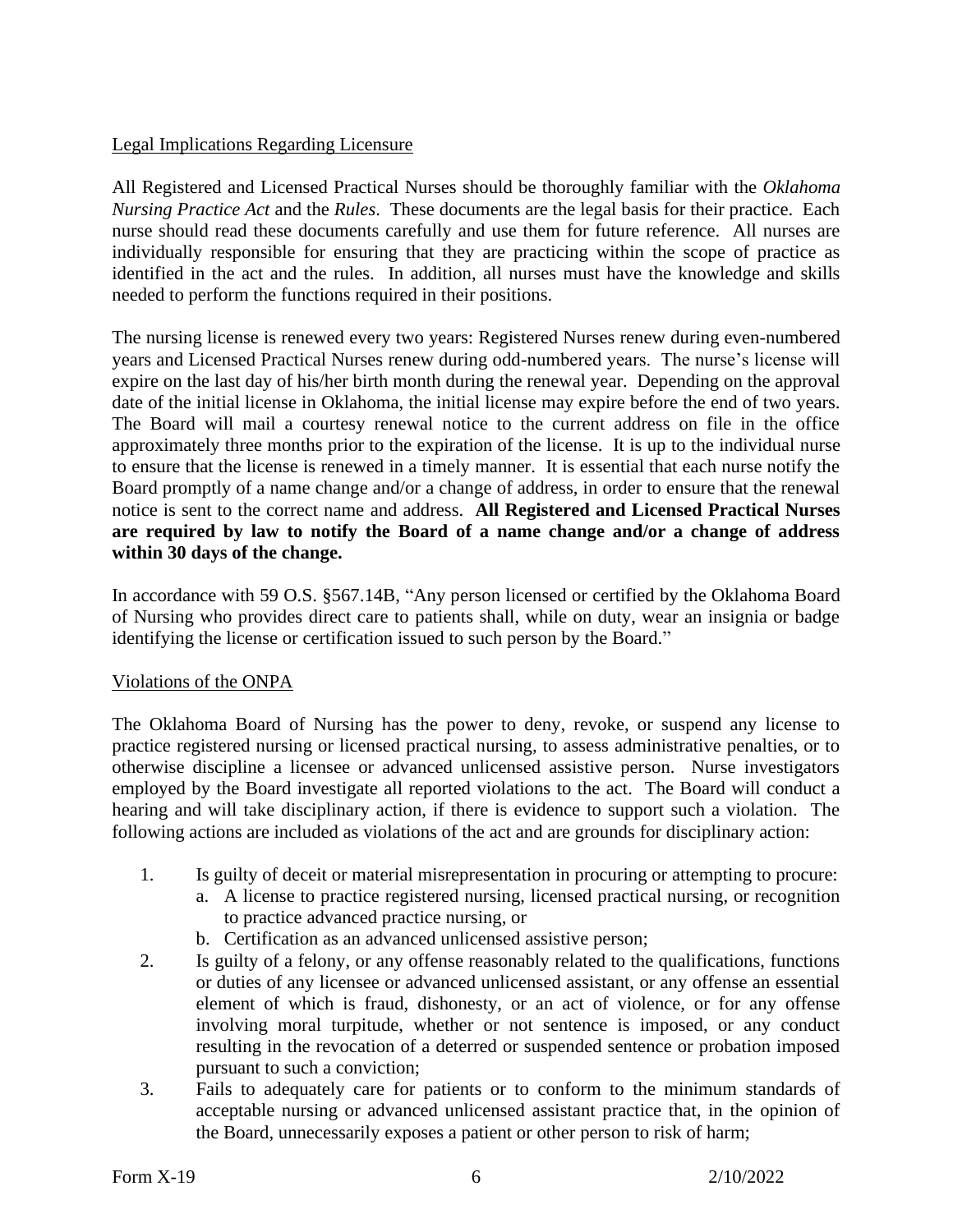## Legal Implications Regarding Licensure

All Registered and Licensed Practical Nurses should be thoroughly familiar with the *Oklahoma Nursing Practice Act* and the *Rules*. These documents are the legal basis for their practice. Each nurse should read these documents carefully and use them for future reference. All nurses are individually responsible for ensuring that they are practicing within the scope of practice as identified in the act and the rules. In addition, all nurses must have the knowledge and skills needed to perform the functions required in their positions.

The nursing license is renewed every two years: Registered Nurses renew during even-numbered years and Licensed Practical Nurses renew during odd-numbered years. The nurse's license will expire on the last day of his/her birth month during the renewal year. Depending on the approval date of the initial license in Oklahoma, the initial license may expire before the end of two years. The Board will mail a courtesy renewal notice to the current address on file in the office approximately three months prior to the expiration of the license. It is up to the individual nurse to ensure that the license is renewed in a timely manner. It is essential that each nurse notify the Board promptly of a name change and/or a change of address, in order to ensure that the renewal notice is sent to the correct name and address. **All Registered and Licensed Practical Nurses are required by law to notify the Board of a name change and/or a change of address within 30 days of the change.**

In accordance with 59 O.S. §567.14B, "Any person licensed or certified by the Oklahoma Board of Nursing who provides direct care to patients shall, while on duty, wear an insignia or badge identifying the license or certification issued to such person by the Board."

## Violations of the ONPA

The Oklahoma Board of Nursing has the power to deny, revoke, or suspend any license to practice registered nursing or licensed practical nursing, to assess administrative penalties, or to otherwise discipline a licensee or advanced unlicensed assistive person. Nurse investigators employed by the Board investigate all reported violations to the act. The Board will conduct a hearing and will take disciplinary action, if there is evidence to support such a violation. The following actions are included as violations of the act and are grounds for disciplinary action:

1. Is guilty of deceit or material misrepresentation in procuring or attempting to procure:
   a. A license to practice registered nursing, licensed practical nursing, or recognition to practice advanced practice nursing, or
   b. Certification as an advanced unlicensed assistive person;
2. Is guilty of a felony, or any offense reasonably related to the qualifications, functions or duties of any licensee or advanced unlicensed assistant, or any offense an essential element of which is fraud, dishonesty, or an act of violence, or for any offense involving moral turpitude, whether or not sentence is imposed, or any conduct resulting in the revocation of a deterred or suspended sentence or probation imposed pursuant to such a conviction;
3. Fails to adequately care for patients or to conform to the minimum standards of acceptable nursing or advanced unlicensed assistant practice that, in the opinion of the Board, unnecessarily exposes a patient or other person to risk of harm;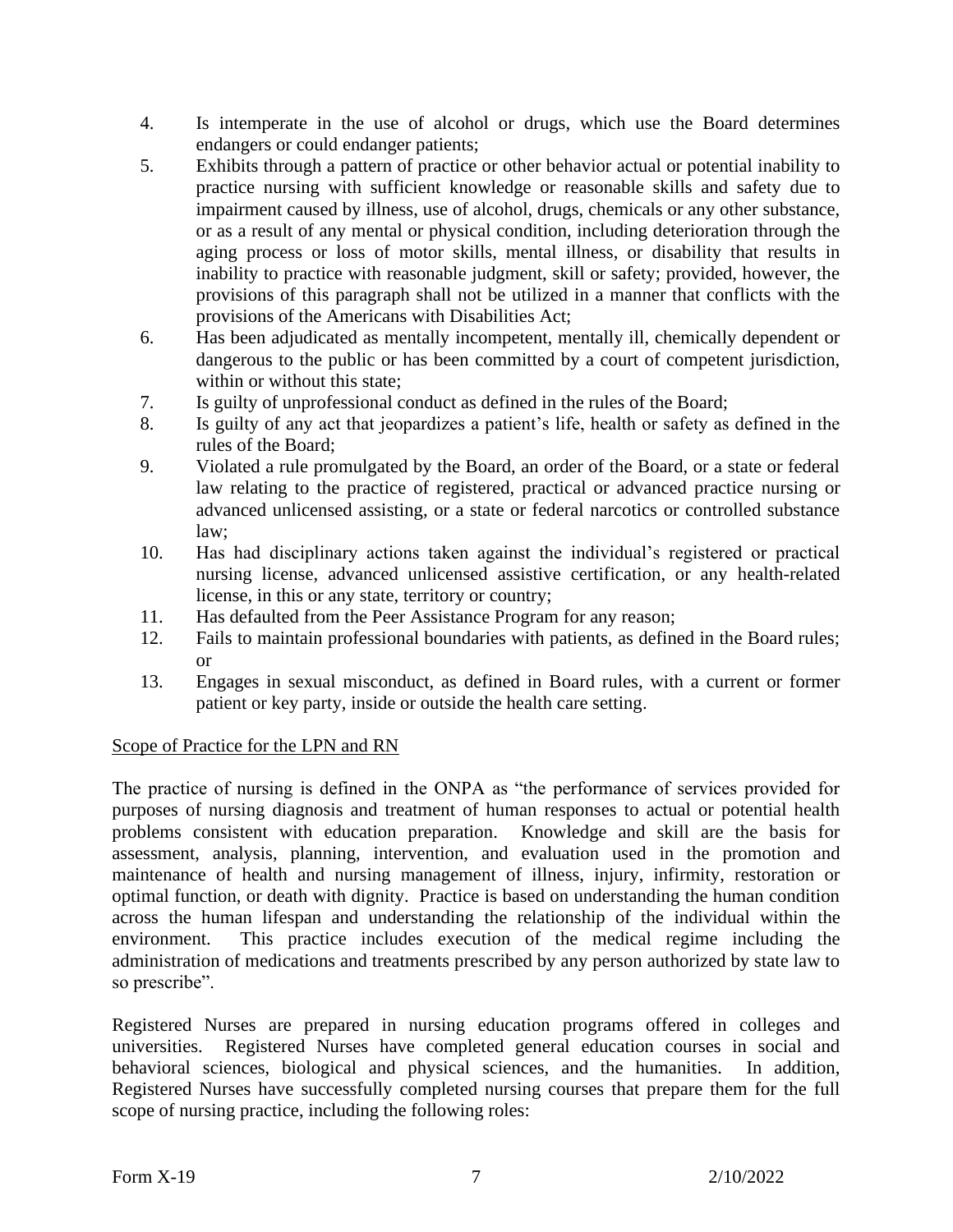4. Is intemperate in the use of alcohol or drugs, which use the Board determines endangers or could endanger patients;
5. Exhibits through a pattern of practice or other behavior actual or potential inability to practice nursing with sufficient knowledge or reasonable skills and safety due to impairment caused by illness, use of alcohol, drugs, chemicals or any other substance, or as a result of any mental or physical condition, including deterioration through the aging process or loss of motor skills, mental illness, or disability that results in inability to practice with reasonable judgment, skill or safety; provided, however, the provisions of this paragraph shall not be utilized in a manner that conflicts with the provisions of the Americans with Disabilities Act;
6. Has been adjudicated as mentally incompetent, mentally ill, chemically dependent or dangerous to the public or has been committed by a court of competent jurisdiction, within or without this state;
7. Is guilty of unprofessional conduct as defined in the rules of the Board;
8. Is guilty of any act that jeopardizes a patient's life, health or safety as defined in the rules of the Board;
9. Violated a rule promulgated by the Board, an order of the Board, or a state or federal law relating to the practice of registered, practical or advanced practice nursing or advanced unlicensed assisting, or a state or federal narcotics or controlled substance law;
10. Has had disciplinary actions taken against the individual's registered or practical nursing license, advanced unlicensed assistive certification, or any health-related license, in this or any state, territory or country;
11. Has defaulted from the Peer Assistance Program for any reason;
12. Fails to maintain professional boundaries with patients, as defined in the Board rules; or
13. Engages in sexual misconduct, as defined in Board rules, with a current or former patient or key party, inside or outside the health care setting.

<u>Scope of Practice for the LPN and RN</u>

The practice of nursing is defined in the ONPA as "the performance of services provided for purposes of nursing diagnosis and treatment of human responses to actual or potential health problems consistent with education preparation. Knowledge and skill are the basis for assessment, analysis, planning, intervention, and evaluation used in the promotion and maintenance of health and nursing management of illness, injury, infirmity, restoration or optimal function, or death with dignity. Practice is based on understanding the human condition across the human lifespan and understanding the relationship of the individual within the environment. This practice includes execution of the medical regime including the administration of medications and treatments prescribed by any person authorized by state law to so prescribe".

Registered Nurses are prepared in nursing education programs offered in colleges and universities. Registered Nurses have completed general education courses in social and behavioral sciences, biological and physical sciences, and the humanities. In addition, Registered Nurses have successfully completed nursing courses that prepare them for the full scope of nursing practice, including the following roles: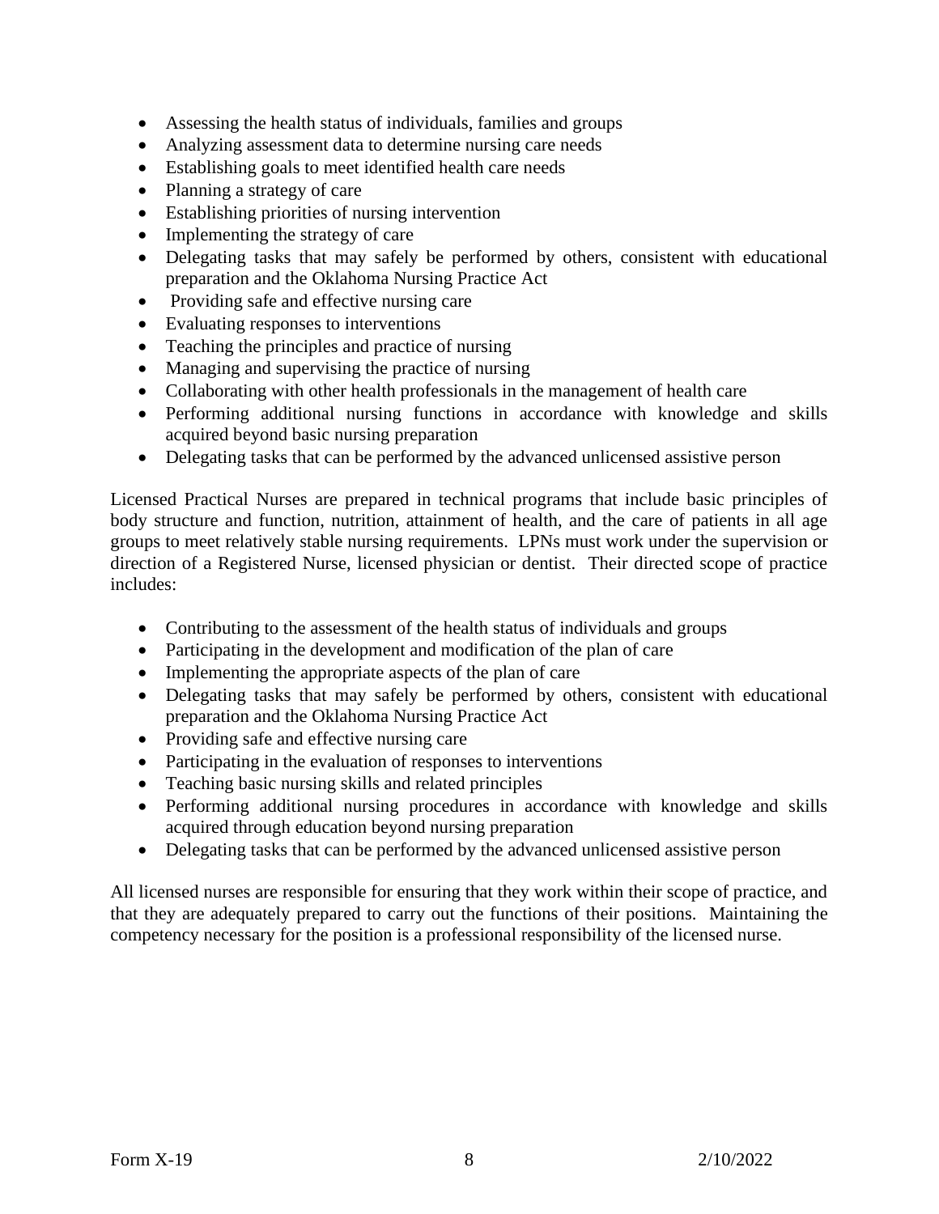- Assessing the health status of individuals, families and groups
- Analyzing assessment data to determine nursing care needs
- Establishing goals to meet identified health care needs
- Planning a strategy of care
- Establishing priorities of nursing intervention
- Implementing the strategy of care
- Delegating tasks that may safely be performed by others, consistent with educational preparation and the Oklahoma Nursing Practice Act
- Providing safe and effective nursing care
- Evaluating responses to interventions
- Teaching the principles and practice of nursing
- Managing and supervising the practice of nursing
- Collaborating with other health professionals in the management of health care
- Performing additional nursing functions in accordance with knowledge and skills acquired beyond basic nursing preparation
- Delegating tasks that can be performed by the advanced unlicensed assistive person

Licensed Practical Nurses are prepared in technical programs that include basic principles of body structure and function, nutrition, attainment of health, and the care of patients in all age groups to meet relatively stable nursing requirements. LPNs must work under the supervision or direction of a Registered Nurse, licensed physician or dentist. Their directed scope of practice includes:

- Contributing to the assessment of the health status of individuals and groups
- Participating in the development and modification of the plan of care
- Implementing the appropriate aspects of the plan of care
- Delegating tasks that may safely be performed by others, consistent with educational preparation and the Oklahoma Nursing Practice Act
- Providing safe and effective nursing care
- Participating in the evaluation of responses to interventions
- Teaching basic nursing skills and related principles
- Performing additional nursing procedures in accordance with knowledge and skills acquired through education beyond nursing preparation
- Delegating tasks that can be performed by the advanced unlicensed assistive person

All licensed nurses are responsible for ensuring that they work within their scope of practice, and that they are adequately prepared to carry out the functions of their positions. Maintaining the competency necessary for the position is a professional responsibility of the licensed nurse.